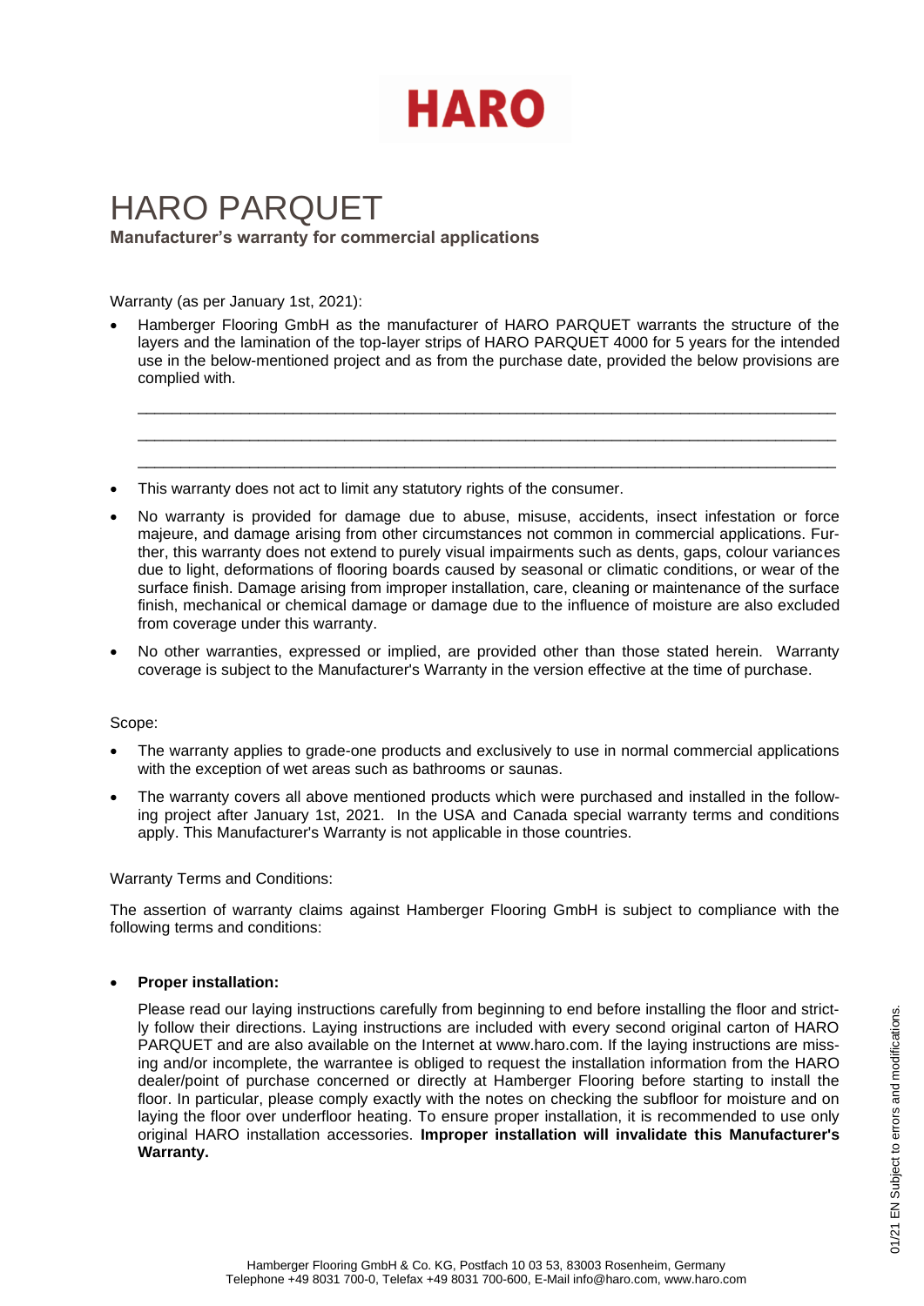# HARO

# HARO PARQUET

**Manufacturer's warranty for commercial applications**

Warranty (as per January 1st, 2021):

- Hamberger Flooring GmbH as the manufacturer of HARO PARQUET warrants the structure of the layers and the lamination of the top-layer strips of HARO PARQUET 4000 for 5 years for the intended use in the below-mentioned project and as from the purchase date, provided the below provisions are complied with.

  ___________________________________________________________________________

  ___________________________________________________________________________

  ___________________________________________________________________________

- This warranty does not act to limit any statutory rights of the consumer.
- No warranty is provided for damage due to abuse, misuse, accidents, insect infestation or force majeure, and damage arising from other circumstances not common in commercial applications. Further, this warranty does not extend to purely visual impairments such as dents, gaps, colour variances due to light, deformations of flooring boards caused by seasonal or climatic conditions, or wear of the surface finish. Damage arising from improper installation, care, cleaning or maintenance of the surface finish, mechanical or chemical damage or damage due to the influence of moisture are also excluded from coverage under this warranty.
- No other warranties, expressed or implied, are provided other than those stated herein. Warranty coverage is subject to the Manufacturer's Warranty in the version effective at the time of purchase.

Scope:

- The warranty applies to grade-one products and exclusively to use in normal commercial applications with the exception of wet areas such as bathrooms or saunas.
- The warranty covers all above mentioned products which were purchased and installed in the following project after January 1st, 2021. In the USA and Canada special warranty terms and conditions apply. This Manufacturer's Warranty is not applicable in those countries.

Warranty Terms and Conditions:

The assertion of warranty claims against Hamberger Flooring GmbH is subject to compliance with the following terms and conditions:

- **Proper installation:**

  Please read our laying instructions carefully from beginning to end before installing the floor and strictly follow their directions. Laying instructions are included with every second original carton of HARO PARQUET and are also available on the Internet at www.haro.com. If the laying instructions are missing and/or incomplete, the warrantee is obliged to request the installation information from the HARO dealer/point of purchase concerned or directly at Hamberger Flooring before starting to install the floor. In particular, please comply exactly with the notes on checking the subfloor for moisture and on laying the floor over underfloor heating. To ensure proper installation, it is recommended to use only original HARO installation accessories. **Improper installation will invalidate this Manufacturer's Warranty.**

01/21 EN Subject to errors and modifications.

Hamberger Flooring GmbH & Co. KG, Postfach 10 03 53, 83003 Rosenheim, Germany
Telephone +49 8031 700-0, Telefax +49 8031 700-600, E-Mail info@haro.com, www.haro.com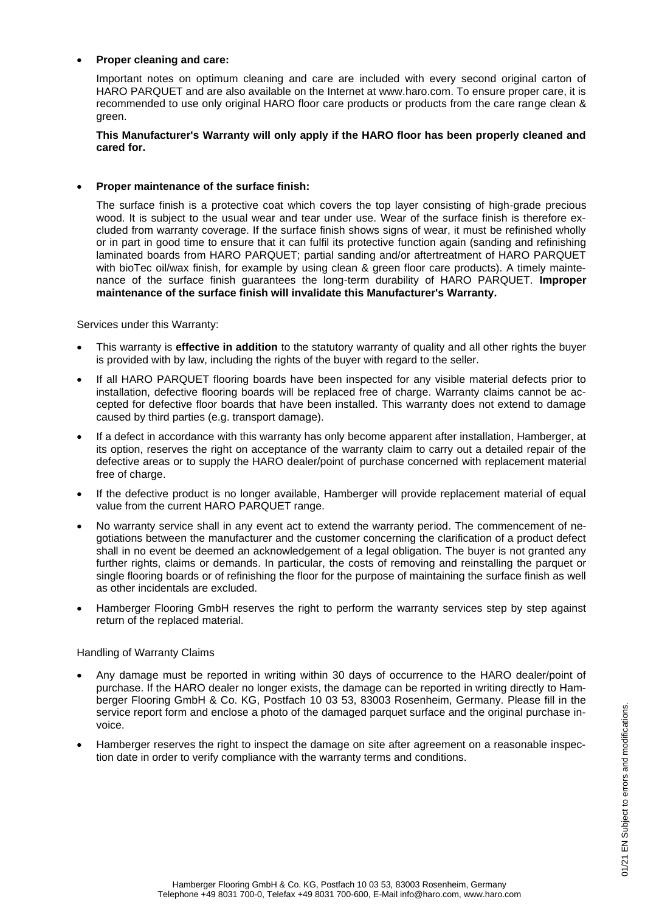- **Proper cleaning and care:**

  Important notes on optimum cleaning and care are included with every second original carton of HARO PARQUET and are also available on the Internet at www.haro.com. To ensure proper care, it is recommended to use only original HARO floor care products or products from the care range clean & green.

  **This Manufacturer's Warranty will only apply if the HARO floor has been properly cleaned and cared for.**

- **Proper maintenance of the surface finish:**

  The surface finish is a protective coat which covers the top layer consisting of high-grade precious wood. It is subject to the usual wear and tear under use. Wear of the surface finish is therefore excluded from warranty coverage. If the surface finish shows signs of wear, it must be refinished wholly or in part in good time to ensure that it can fulfil its protective function again (sanding and refinishing laminated boards from HARO PARQUET; partial sanding and/or aftertreatment of HARO PARQUET with bioTec oil/wax finish, for example by using clean & green floor care products). A timely maintenance of the surface finish guarantees the long-term durability of HARO PARQUET. **Improper maintenance of the surface finish will invalidate this Manufacturer's Warranty.**

Services under this Warranty:

- This warranty is **effective in addition** to the statutory warranty of quality and all other rights the buyer is provided with by law, including the rights of the buyer with regard to the seller.
- If all HARO PARQUET flooring boards have been inspected for any visible material defects prior to installation, defective flooring boards will be replaced free of charge. Warranty claims cannot be accepted for defective floor boards that have been installed. This warranty does not extend to damage caused by third parties (e.g. transport damage).
- If a defect in accordance with this warranty has only become apparent after installation, Hamberger, at its option, reserves the right on acceptance of the warranty claim to carry out a detailed repair of the defective areas or to supply the HARO dealer/point of purchase concerned with replacement material free of charge.
- If the defective product is no longer available, Hamberger will provide replacement material of equal value from the current HARO PARQUET range.
- No warranty service shall in any event act to extend the warranty period. The commencement of negotiations between the manufacturer and the customer concerning the clarification of a product defect shall in no event be deemed an acknowledgement of a legal obligation. The buyer is not granted any further rights, claims or demands. In particular, the costs of removing and reinstalling the parquet or single flooring boards or of refinishing the floor for the purpose of maintaining the surface finish as well as other incidentals are excluded.
- Hamberger Flooring GmbH reserves the right to perform the warranty services step by step against return of the replaced material.

Handling of Warranty Claims

- Any damage must be reported in writing within 30 days of occurrence to the HARO dealer/point of purchase. If the HARO dealer no longer exists, the damage can be reported in writing directly to Hamberger Flooring GmbH & Co. KG, Postfach 10 03 53, 83003 Rosenheim, Germany. Please fill in the service report form and enclose a photo of the damaged parquet surface and the original purchase invoice.
- Hamberger reserves the right to inspect the damage on site after agreement on a reasonable inspection date in order to verify compliance with the warranty terms and conditions.

Hamberger Flooring GmbH & Co. KG, Postfach 10 03 53, 83003 Rosenheim, Germany
Telephone +49 8031 700-0, Telefax +49 8031 700-600, E-Mail info@haro.com, www.haro.com

01/21 EN Subject to errors and modifications.